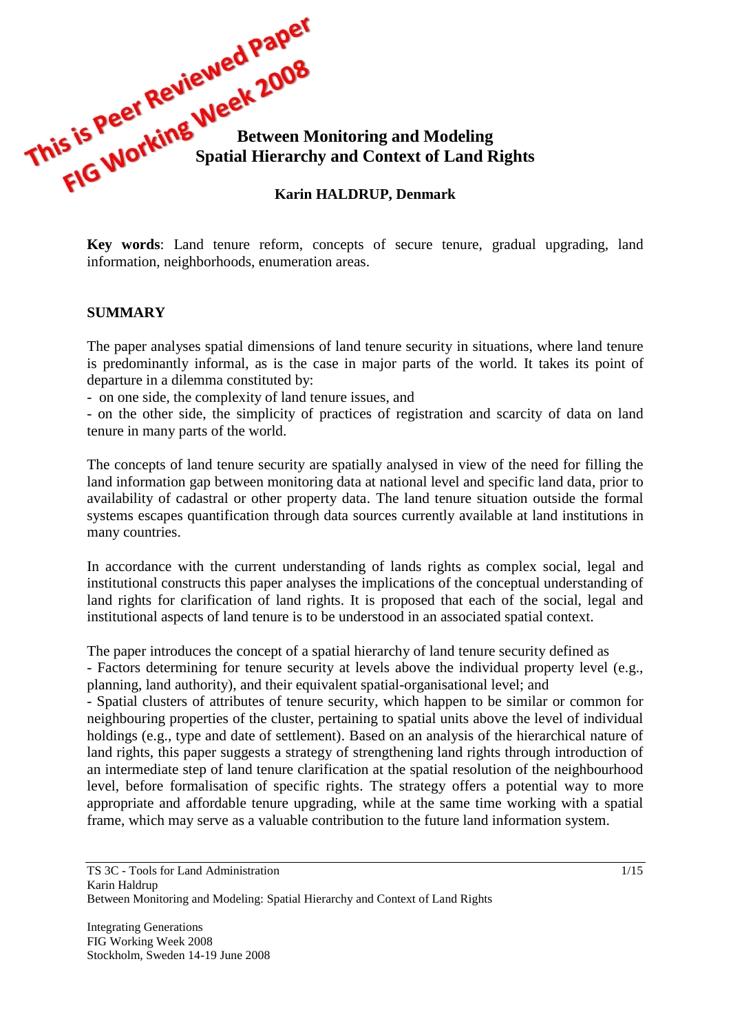This is Peer Reviewed Paper
FIG Working Week 2008

# Between Monitoring and Modeling
# Spatial Hierarchy and Context of Land Rights

**Karin HALDRUP, Denmark**

**Key words**: Land tenure reform, concepts of secure tenure, gradual upgrading, land information, neighborhoods, enumeration areas.

## SUMMARY

The paper analyses spatial dimensions of land tenure security in situations, where land tenure is predominantly informal, as is the case in major parts of the world. It takes its point of departure in a dilemma constituted by:

- on one side, the complexity of land tenure issues, and
- on the other side, the simplicity of practices of registration and scarcity of data on land tenure in many parts of the world.

The concepts of land tenure security are spatially analysed in view of the need for filling the land information gap between monitoring data at national level and specific land data, prior to availability of cadastral or other property data. The land tenure situation outside the formal systems escapes quantification through data sources currently available at land institutions in many countries.

In accordance with the current understanding of lands rights as complex social, legal and institutional constructs this paper analyses the implications of the conceptual understanding of land rights for clarification of land rights. It is proposed that each of the social, legal and institutional aspects of land tenure is to be understood in an associated spatial context.

The paper introduces the concept of a spatial hierarchy of land tenure security defined as

- Factors determining for tenure security at levels above the individual property level (e.g., planning, land authority), and their equivalent spatial-organisational level; and
- Spatial clusters of attributes of tenure security, which happen to be similar or common for neighbouring properties of the cluster, pertaining to spatial units above the level of individual holdings (e.g., type and date of settlement). Based on an analysis of the hierarchical nature of land rights, this paper suggests a strategy of strengthening land rights through introduction of an intermediate step of land tenure clarification at the spatial resolution of the neighbourhood level, before formalisation of specific rights. The strategy offers a potential way to more appropriate and affordable tenure upgrading, while at the same time working with a spatial frame, which may serve as a valuable contribution to the future land information system.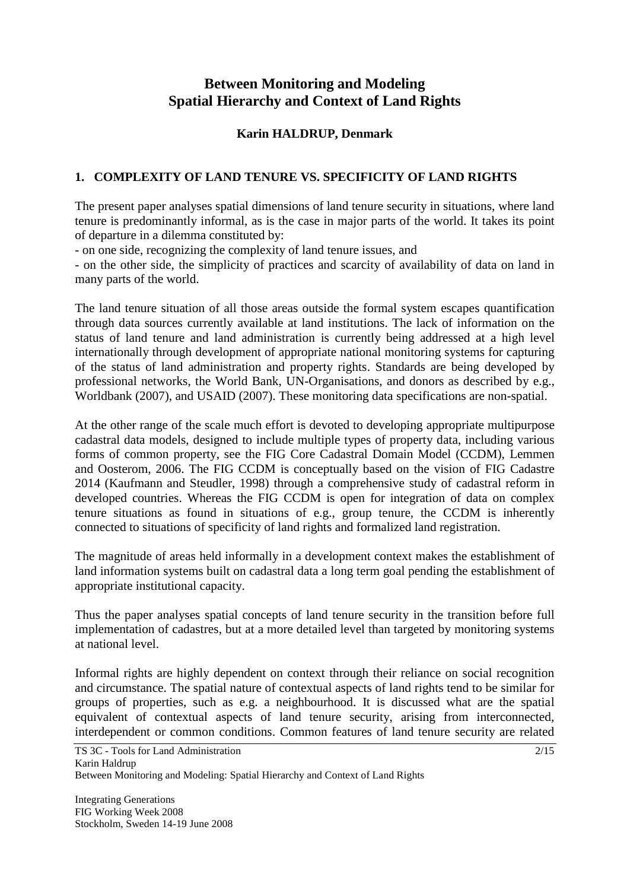# Between Monitoring and Modeling Spatial Hierarchy and Context of Land Rights

**Karin HALDRUP, Denmark**

## 1. COMPLEXITY OF LAND TENURE VS. SPECIFICITY OF LAND RIGHTS

The present paper analyses spatial dimensions of land tenure security in situations, where land tenure is predominantly informal, as is the case in major parts of the world. It takes its point of departure in a dilemma constituted by:

- on one side, recognizing the complexity of land tenure issues, and
- on the other side, the simplicity of practices and scarcity of availability of data on land in many parts of the world.

The land tenure situation of all those areas outside the formal system escapes quantification through data sources currently available at land institutions. The lack of information on the status of land tenure and land administration is currently being addressed at a high level internationally through development of appropriate national monitoring systems for capturing of the status of land administration and property rights. Standards are being developed by professional networks, the World Bank, UN-Organisations, and donors as described by e.g., Worldbank (2007), and USAID (2007). These monitoring data specifications are non-spatial.

At the other range of the scale much effort is devoted to developing appropriate multipurpose cadastral data models, designed to include multiple types of property data, including various forms of common property, see the FIG Core Cadastral Domain Model (CCDM), Lemmen and Oosterom, 2006. The FIG CCDM is conceptually based on the vision of FIG Cadastre 2014 (Kaufmann and Steudler, 1998) through a comprehensive study of cadastral reform in developed countries. Whereas the FIG CCDM is open for integration of data on complex tenure situations as found in situations of e.g., group tenure, the CCDM is inherently connected to situations of specificity of land rights and formalized land registration.

The magnitude of areas held informally in a development context makes the establishment of land information systems built on cadastral data a long term goal pending the establishment of appropriate institutional capacity.

Thus the paper analyses spatial concepts of land tenure security in the transition before full implementation of cadastres, but at a more detailed level than targeted by monitoring systems at national level.

Informal rights are highly dependent on context through their reliance on social recognition and circumstance. The spatial nature of contextual aspects of land rights tend to be similar for groups of properties, such as e.g. a neighbourhood. It is discussed what are the spatial equivalent of contextual aspects of land tenure security, arising from interconnected, interdependent or common conditions. Common features of land tenure security are related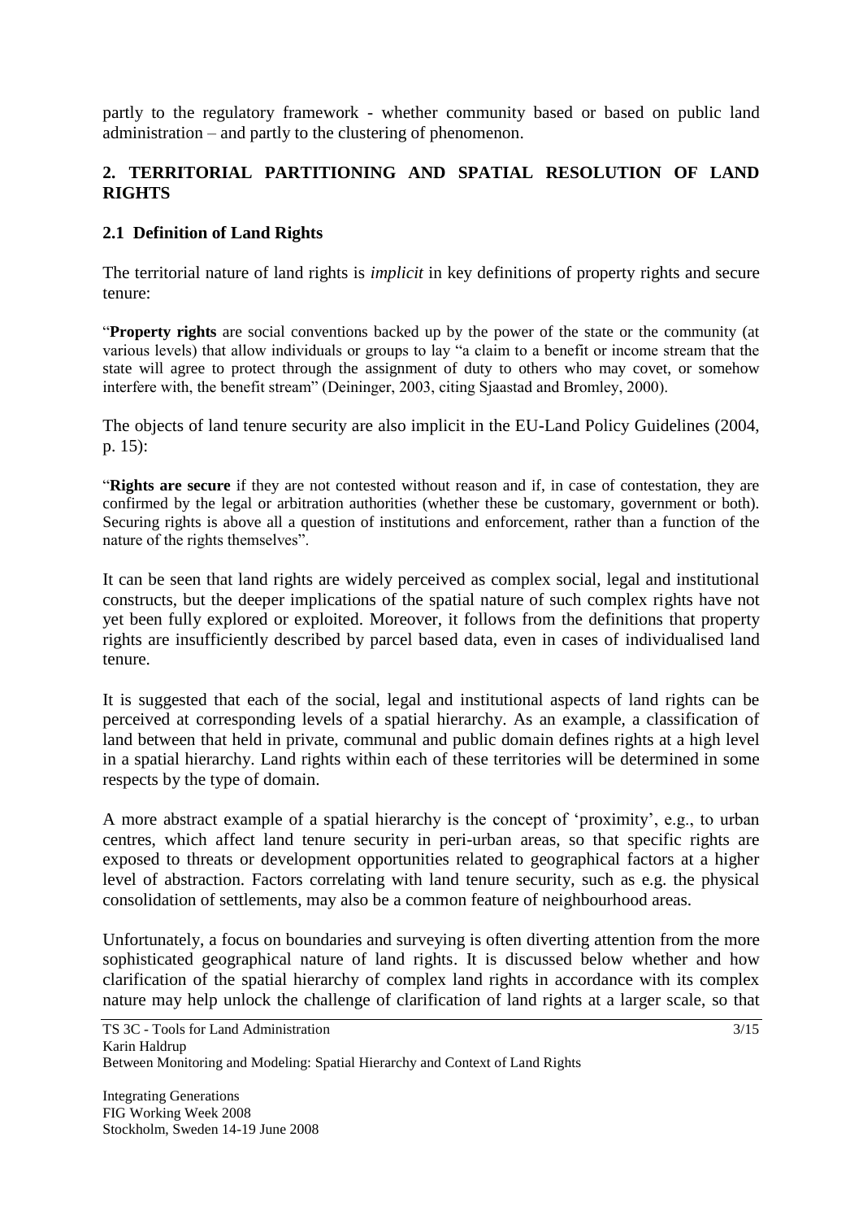partly to the regulatory framework - whether community based or based on public land administration – and partly to the clustering of phenomenon.

## 2. TERRITORIAL PARTITIONING AND SPATIAL RESOLUTION OF LAND RIGHTS

### 2.1 Definition of Land Rights

The territorial nature of land rights is *implicit* in key definitions of property rights and secure tenure:

"**Property rights** are social conventions backed up by the power of the state or the community (at various levels) that allow individuals or groups to lay "a claim to a benefit or income stream that the state will agree to protect through the assignment of duty to others who may covet, or somehow interfere with, the benefit stream" (Deininger, 2003, citing Sjaastad and Bromley, 2000).

The objects of land tenure security are also implicit in the EU-Land Policy Guidelines (2004, p. 15):

"**Rights are secure** if they are not contested without reason and if, in case of contestation, they are confirmed by the legal or arbitration authorities (whether these be customary, government or both). Securing rights is above all a question of institutions and enforcement, rather than a function of the nature of the rights themselves".

It can be seen that land rights are widely perceived as complex social, legal and institutional constructs, but the deeper implications of the spatial nature of such complex rights have not yet been fully explored or exploited. Moreover, it follows from the definitions that property rights are insufficiently described by parcel based data, even in cases of individualised land tenure.

It is suggested that each of the social, legal and institutional aspects of land rights can be perceived at corresponding levels of a spatial hierarchy. As an example, a classification of land between that held in private, communal and public domain defines rights at a high level in a spatial hierarchy. Land rights within each of these territories will be determined in some respects by the type of domain.

A more abstract example of a spatial hierarchy is the concept of 'proximity', e.g., to urban centres, which affect land tenure security in peri-urban areas, so that specific rights are exposed to threats or development opportunities related to geographical factors at a higher level of abstraction. Factors correlating with land tenure security, such as e.g. the physical consolidation of settlements, may also be a common feature of neighbourhood areas.

Unfortunately, a focus on boundaries and surveying is often diverting attention from the more sophisticated geographical nature of land rights. It is discussed below whether and how clarification of the spatial hierarchy of complex land rights in accordance with its complex nature may help unlock the challenge of clarification of land rights at a larger scale, so that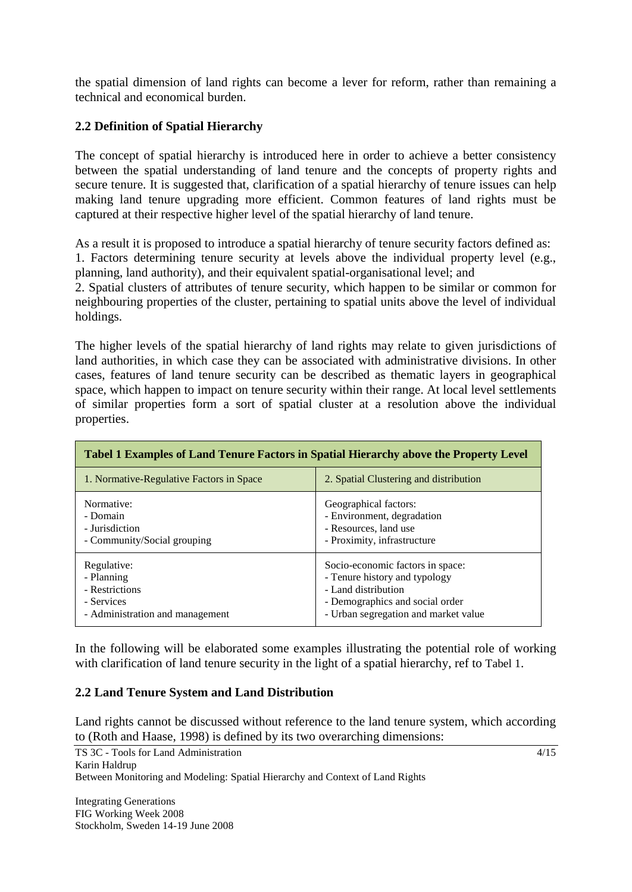the spatial dimension of land rights can become a lever for reform, rather than remaining a technical and economical burden.

## 2.2 Definition of Spatial Hierarchy

The concept of spatial hierarchy is introduced here in order to achieve a better consistency between the spatial understanding of land tenure and the concepts of property rights and secure tenure. It is suggested that, clarification of a spatial hierarchy of tenure issues can help making land tenure upgrading more efficient. Common features of land rights must be captured at their respective higher level of the spatial hierarchy of land tenure.

As a result it is proposed to introduce a spatial hierarchy of tenure security factors defined as:
1. Factors determining tenure security at levels above the individual property level (e.g., planning, land authority), and their equivalent spatial-organisational level; and
2. Spatial clusters of attributes of tenure security, which happen to be similar or common for neighbouring properties of the cluster, pertaining to spatial units above the level of individual holdings.

The higher levels of the spatial hierarchy of land rights may relate to given jurisdictions of land authorities, in which case they can be associated with administrative divisions. In other cases, features of land tenure security can be described as thematic layers in geographical space, which happen to impact on tenure security within their range. At local level settlements of similar properties form a sort of spatial cluster at a resolution above the individual properties.

**Tabel 1 Examples of Land Tenure Factors in Spatial Hierarchy above the Property Level**

| 1. Normative-Regulative Factors in Space | 2. Spatial Clustering and distribution |
|---|---|
| Normative:<br>- Domain<br>- Jurisdiction<br>- Community/Social grouping | Geographical factors:<br>- Environment, degradation<br>- Resources, land use<br>- Proximity, infrastructure |
| Regulative:<br>- Planning<br>- Restrictions<br>- Services<br>- Administration and management | Socio-economic factors in space:<br>- Tenure history and typology<br>- Land distribution<br>- Demographics and social order<br>- Urban segregation and market value |

In the following will be elaborated some examples illustrating the potential role of working with clarification of land tenure security in the light of a spatial hierarchy, ref to Tabel 1.

## 2.2 Land Tenure System and Land Distribution

Land rights cannot be discussed without reference to the land tenure system, which according to (Roth and Haase, 1998) is defined by its two overarching dimensions: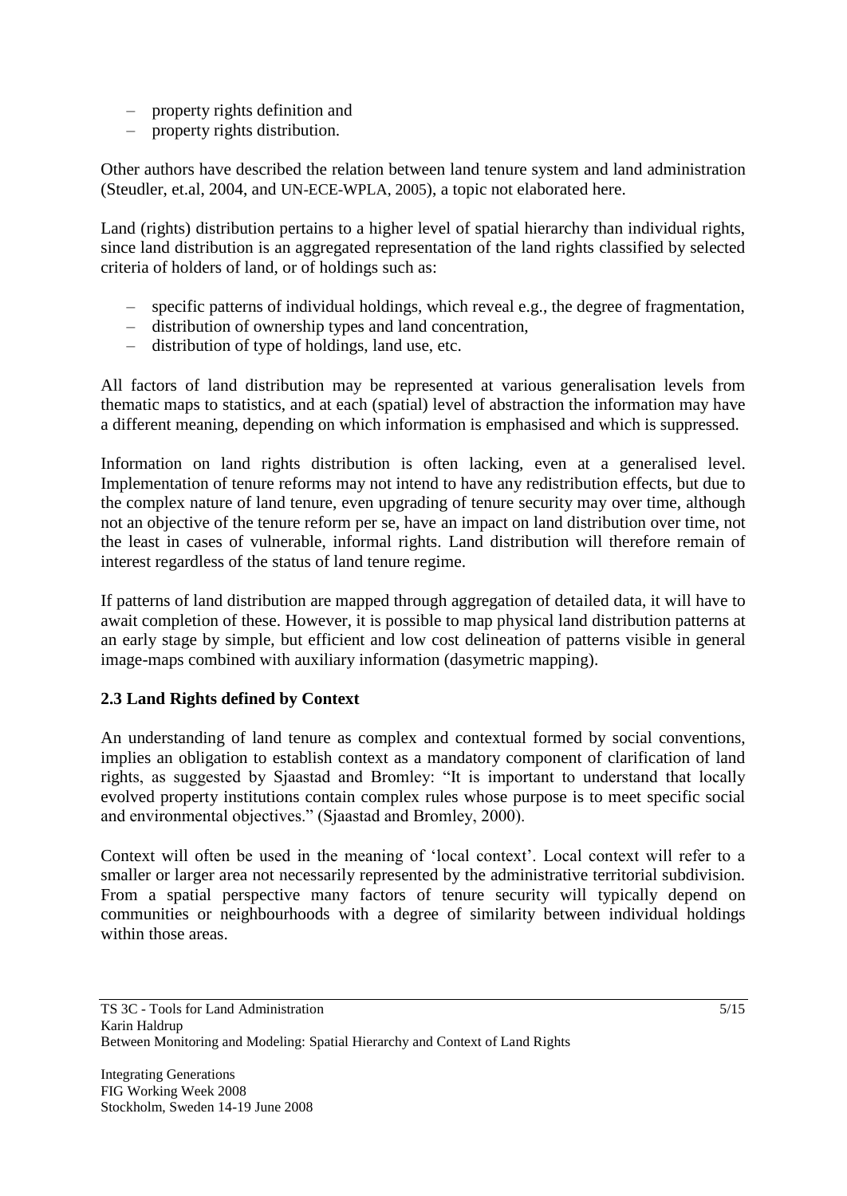- property rights definition and
- property rights distribution.

Other authors have described the relation between land tenure system and land administration (Steudler, et.al, 2004, and UN-ECE-WPLA, 2005), a topic not elaborated here.

Land (rights) distribution pertains to a higher level of spatial hierarchy than individual rights, since land distribution is an aggregated representation of the land rights classified by selected criteria of holders of land, or of holdings such as:

- specific patterns of individual holdings, which reveal e.g., the degree of fragmentation,
- distribution of ownership types and land concentration,
- distribution of type of holdings, land use, etc.

All factors of land distribution may be represented at various generalisation levels from thematic maps to statistics, and at each (spatial) level of abstraction the information may have a different meaning, depending on which information is emphasised and which is suppressed.

Information on land rights distribution is often lacking, even at a generalised level. Implementation of tenure reforms may not intend to have any redistribution effects, but due to the complex nature of land tenure, even upgrading of tenure security may over time, although not an objective of the tenure reform per se, have an impact on land distribution over time, not the least in cases of vulnerable, informal rights. Land distribution will therefore remain of interest regardless of the status of land tenure regime.

If patterns of land distribution are mapped through aggregation of detailed data, it will have to await completion of these. However, it is possible to map physical land distribution patterns at an early stage by simple, but efficient and low cost delineation of patterns visible in general image-maps combined with auxiliary information (dasymetric mapping).

### 2.3 Land Rights defined by Context

An understanding of land tenure as complex and contextual formed by social conventions, implies an obligation to establish context as a mandatory component of clarification of land rights, as suggested by Sjaastad and Bromley: "It is important to understand that locally evolved property institutions contain complex rules whose purpose is to meet specific social and environmental objectives." (Sjaastad and Bromley, 2000).

Context will often be used in the meaning of 'local context'. Local context will refer to a smaller or larger area not necessarily represented by the administrative territorial subdivision. From a spatial perspective many factors of tenure security will typically depend on communities or neighbourhoods with a degree of similarity between individual holdings within those areas.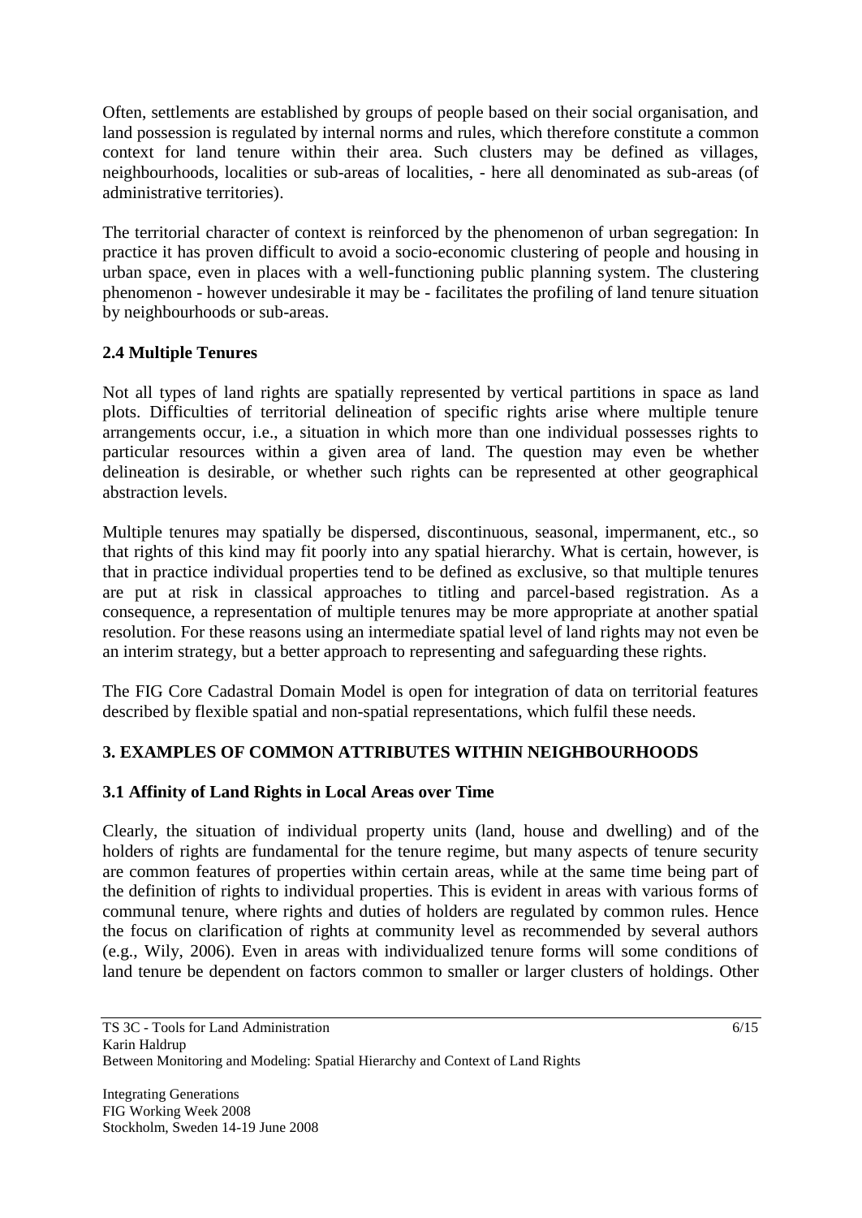Often, settlements are established by groups of people based on their social organisation, and land possession is regulated by internal norms and rules, which therefore constitute a common context for land tenure within their area. Such clusters may be defined as villages, neighbourhoods, localities or sub-areas of localities, - here all denominated as sub-areas (of administrative territories).

The territorial character of context is reinforced by the phenomenon of urban segregation: In practice it has proven difficult to avoid a socio-economic clustering of people and housing in urban space, even in places with a well-functioning public planning system. The clustering phenomenon - however undesirable it may be - facilitates the profiling of land tenure situation by neighbourhoods or sub-areas.

### 2.4 Multiple Tenures

Not all types of land rights are spatially represented by vertical partitions in space as land plots. Difficulties of territorial delineation of specific rights arise where multiple tenure arrangements occur, i.e., a situation in which more than one individual possesses rights to particular resources within a given area of land. The question may even be whether delineation is desirable, or whether such rights can be represented at other geographical abstraction levels.

Multiple tenures may spatially be dispersed, discontinuous, seasonal, impermanent, etc., so that rights of this kind may fit poorly into any spatial hierarchy. What is certain, however, is that in practice individual properties tend to be defined as exclusive, so that multiple tenures are put at risk in classical approaches to titling and parcel-based registration. As a consequence, a representation of multiple tenures may be more appropriate at another spatial resolution. For these reasons using an intermediate spatial level of land rights may not even be an interim strategy, but a better approach to representing and safeguarding these rights.

The FIG Core Cadastral Domain Model is open for integration of data on territorial features described by flexible spatial and non-spatial representations, which fulfil these needs.

## 3. EXAMPLES OF COMMON ATTRIBUTES WITHIN NEIGHBOURHOODS

### 3.1 Affinity of Land Rights in Local Areas over Time

Clearly, the situation of individual property units (land, house and dwelling) and of the holders of rights are fundamental for the tenure regime, but many aspects of tenure security are common features of properties within certain areas, while at the same time being part of the definition of rights to individual properties. This is evident in areas with various forms of communal tenure, where rights and duties of holders are regulated by common rules. Hence the focus on clarification of rights at community level as recommended by several authors (e.g., Wily, 2006). Even in areas with individualized tenure forms will some conditions of land tenure be dependent on factors common to smaller or larger clusters of holdings. Other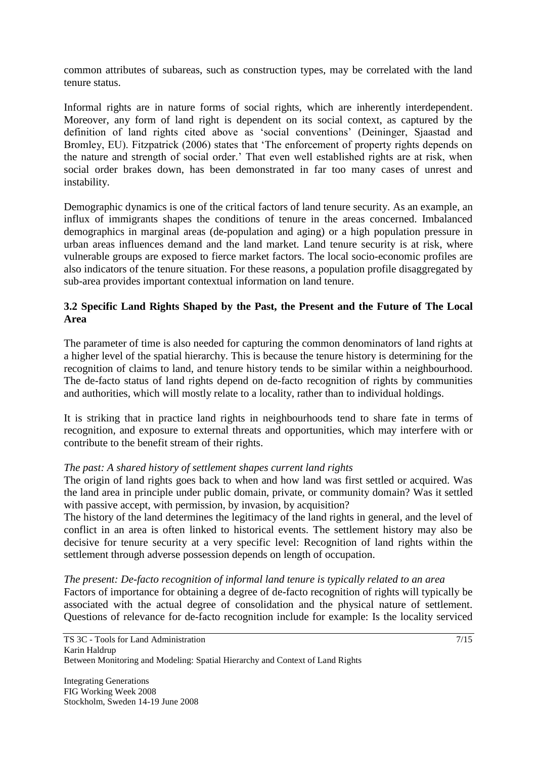common attributes of subareas, such as construction types, may be correlated with the land tenure status.

Informal rights are in nature forms of social rights, which are inherently interdependent. Moreover, any form of land right is dependent on its social context, as captured by the definition of land rights cited above as 'social conventions' (Deininger, Sjaastad and Bromley, EU). Fitzpatrick (2006) states that 'The enforcement of property rights depends on the nature and strength of social order.' That even well established rights are at risk, when social order brakes down, has been demonstrated in far too many cases of unrest and instability.

Demographic dynamics is one of the critical factors of land tenure security. As an example, an influx of immigrants shapes the conditions of tenure in the areas concerned. Imbalanced demographics in marginal areas (de-population and aging) or a high population pressure in urban areas influences demand and the land market. Land tenure security is at risk, where vulnerable groups are exposed to fierce market factors. The local socio-economic profiles are also indicators of the tenure situation. For these reasons, a population profile disaggregated by sub-area provides important contextual information on land tenure.

### 3.2 Specific Land Rights Shaped by the Past, the Present and the Future of The Local Area

The parameter of time is also needed for capturing the common denominators of land rights at a higher level of the spatial hierarchy. This is because the tenure history is determining for the recognition of claims to land, and tenure history tends to be similar within a neighbourhood. The de-facto status of land rights depend on de-facto recognition of rights by communities and authorities, which will mostly relate to a locality, rather than to individual holdings.

It is striking that in practice land rights in neighbourhoods tend to share fate in terms of recognition, and exposure to external threats and opportunities, which may interfere with or contribute to the benefit stream of their rights.

*The past: A shared history of settlement shapes current land rights*

The origin of land rights goes back to when and how land was first settled or acquired. Was the land area in principle under public domain, private, or community domain? Was it settled with passive accept, with permission, by invasion, by acquisition?

The history of the land determines the legitimacy of the land rights in general, and the level of conflict in an area is often linked to historical events. The settlement history may also be decisive for tenure security at a very specific level: Recognition of land rights within the settlement through adverse possession depends on length of occupation.

*The present: De-facto recognition of informal land tenure is typically related to an area*

Factors of importance for obtaining a degree of de-facto recognition of rights will typically be associated with the actual degree of consolidation and the physical nature of settlement. Questions of relevance for de-facto recognition include for example: Is the locality serviced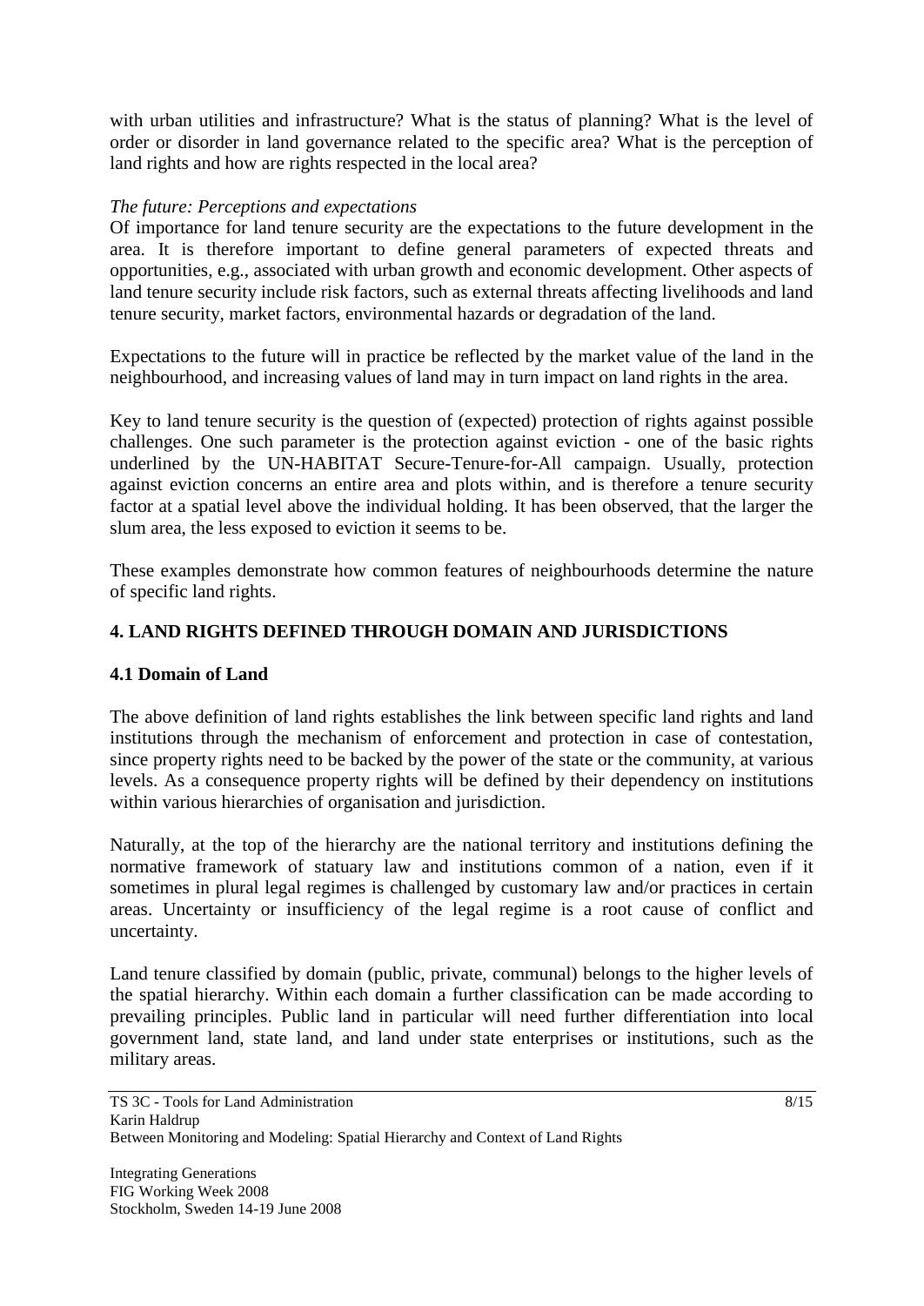with urban utilities and infrastructure? What is the status of planning? What is the level of order or disorder in land governance related to the specific area? What is the perception of land rights and how are rights respected in the local area?

*The future: Perceptions and expectations*

Of importance for land tenure security are the expectations to the future development in the area. It is therefore important to define general parameters of expected threats and opportunities, e.g., associated with urban growth and economic development. Other aspects of land tenure security include risk factors, such as external threats affecting livelihoods and land tenure security, market factors, environmental hazards or degradation of the land.

Expectations to the future will in practice be reflected by the market value of the land in the neighbourhood, and increasing values of land may in turn impact on land rights in the area.

Key to land tenure security is the question of (expected) protection of rights against possible challenges. One such parameter is the protection against eviction - one of the basic rights underlined by the UN-HABITAT Secure-Tenure-for-All campaign. Usually, protection against eviction concerns an entire area and plots within, and is therefore a tenure security factor at a spatial level above the individual holding. It has been observed, that the larger the slum area, the less exposed to eviction it seems to be.

These examples demonstrate how common features of neighbourhoods determine the nature of specific land rights.

## 4. LAND RIGHTS DEFINED THROUGH DOMAIN AND JURISDICTIONS

### 4.1 Domain of Land

The above definition of land rights establishes the link between specific land rights and land institutions through the mechanism of enforcement and protection in case of contestation, since property rights need to be backed by the power of the state or the community, at various levels. As a consequence property rights will be defined by their dependency on institutions within various hierarchies of organisation and jurisdiction.

Naturally, at the top of the hierarchy are the national territory and institutions defining the normative framework of statuary law and institutions common of a nation, even if it sometimes in plural legal regimes is challenged by customary law and/or practices in certain areas. Uncertainty or insufficiency of the legal regime is a root cause of conflict and uncertainty.

Land tenure classified by domain (public, private, communal) belongs to the higher levels of the spatial hierarchy. Within each domain a further classification can be made according to prevailing principles. Public land in particular will need further differentiation into local government land, state land, and land under state enterprises or institutions, such as the military areas.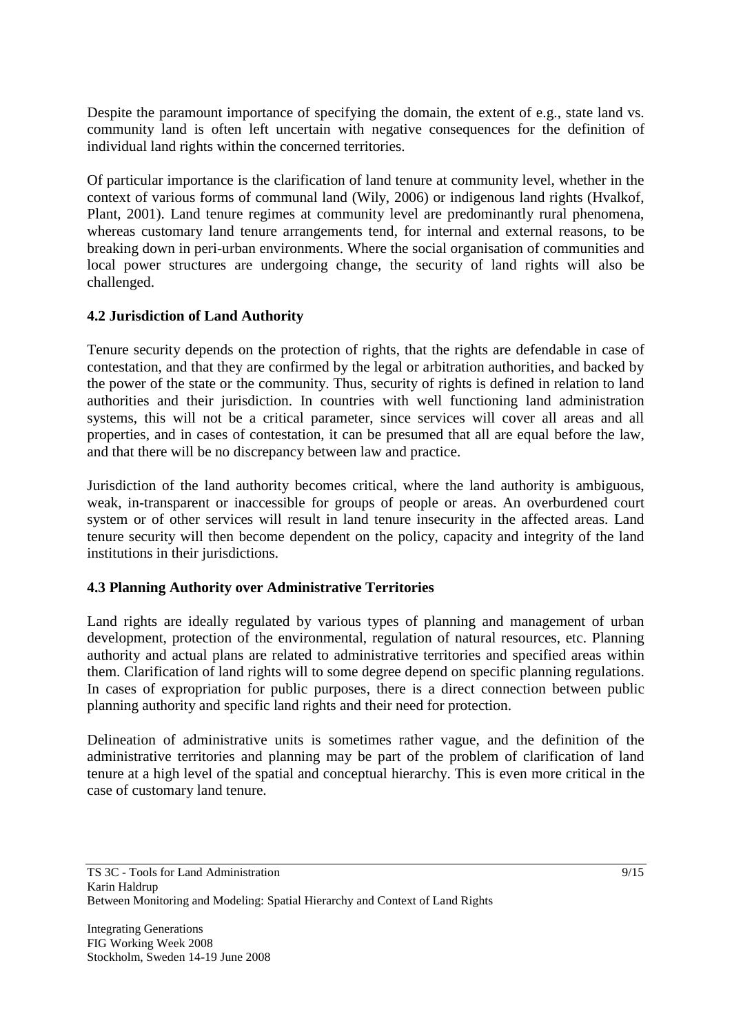Despite the paramount importance of specifying the domain, the extent of e.g., state land vs. community land is often left uncertain with negative consequences for the definition of individual land rights within the concerned territories.

Of particular importance is the clarification of land tenure at community level, whether in the context of various forms of communal land (Wily, 2006) or indigenous land rights (Hvalkof, Plant, 2001). Land tenure regimes at community level are predominantly rural phenomena, whereas customary land tenure arrangements tend, for internal and external reasons, to be breaking down in peri-urban environments. Where the social organisation of communities and local power structures are undergoing change, the security of land rights will also be challenged.

### 4.2 Jurisdiction of Land Authority

Tenure security depends on the protection of rights, that the rights are defendable in case of contestation, and that they are confirmed by the legal or arbitration authorities, and backed by the power of the state or the community. Thus, security of rights is defined in relation to land authorities and their jurisdiction. In countries with well functioning land administration systems, this will not be a critical parameter, since services will cover all areas and all properties, and in cases of contestation, it can be presumed that all are equal before the law, and that there will be no discrepancy between law and practice.

Jurisdiction of the land authority becomes critical, where the land authority is ambiguous, weak, in-transparent or inaccessible for groups of people or areas. An overburdened court system or of other services will result in land tenure insecurity in the affected areas. Land tenure security will then become dependent on the policy, capacity and integrity of the land institutions in their jurisdictions.

### 4.3 Planning Authority over Administrative Territories

Land rights are ideally regulated by various types of planning and management of urban development, protection of the environmental, regulation of natural resources, etc. Planning authority and actual plans are related to administrative territories and specified areas within them. Clarification of land rights will to some degree depend on specific planning regulations. In cases of expropriation for public purposes, there is a direct connection between public planning authority and specific land rights and their need for protection.

Delineation of administrative units is sometimes rather vague, and the definition of the administrative territories and planning may be part of the problem of clarification of land tenure at a high level of the spatial and conceptual hierarchy. This is even more critical in the case of customary land tenure.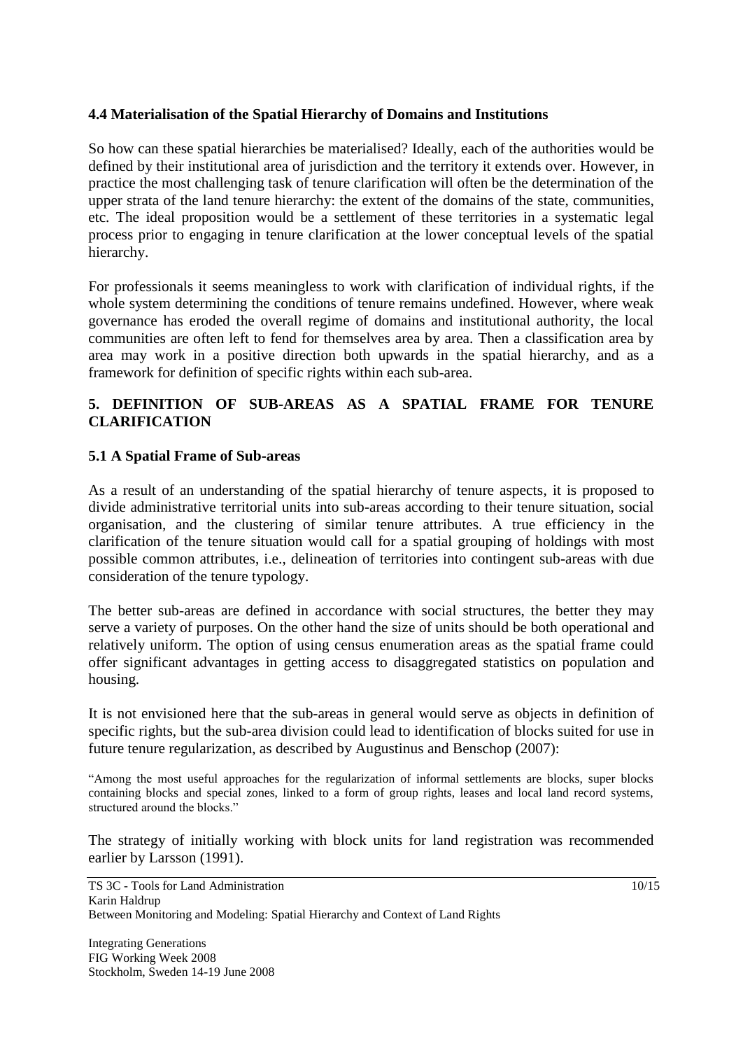### 4.4 Materialisation of the Spatial Hierarchy of Domains and Institutions

So how can these spatial hierarchies be materialised? Ideally, each of the authorities would be defined by their institutional area of jurisdiction and the territory it extends over. However, in practice the most challenging task of tenure clarification will often be the determination of the upper strata of the land tenure hierarchy: the extent of the domains of the state, communities, etc. The ideal proposition would be a settlement of these territories in a systematic legal process prior to engaging in tenure clarification at the lower conceptual levels of the spatial hierarchy.

For professionals it seems meaningless to work with clarification of individual rights, if the whole system determining the conditions of tenure remains undefined. However, where weak governance has eroded the overall regime of domains and institutional authority, the local communities are often left to fend for themselves area by area. Then a classification area by area may work in a positive direction both upwards in the spatial hierarchy, and as a framework for definition of specific rights within each sub-area.

## 5. DEFINITION OF SUB-AREAS AS A SPATIAL FRAME FOR TENURE CLARIFICATION

### 5.1 A Spatial Frame of Sub-areas

As a result of an understanding of the spatial hierarchy of tenure aspects, it is proposed to divide administrative territorial units into sub-areas according to their tenure situation, social organisation, and the clustering of similar tenure attributes. A true efficiency in the clarification of the tenure situation would call for a spatial grouping of holdings with most possible common attributes, i.e., delineation of territories into contingent sub-areas with due consideration of the tenure typology.

The better sub-areas are defined in accordance with social structures, the better they may serve a variety of purposes. On the other hand the size of units should be both operational and relatively uniform. The option of using census enumeration areas as the spatial frame could offer significant advantages in getting access to disaggregated statistics on population and housing.

It is not envisioned here that the sub-areas in general would serve as objects in definition of specific rights, but the sub-area division could lead to identification of blocks suited for use in future tenure regularization, as described by Augustinus and Benschop (2007):

> "Among the most useful approaches for the regularization of informal settlements are blocks, super blocks containing blocks and special zones, linked to a form of group rights, leases and local land record systems, structured around the blocks."

The strategy of initially working with block units for land registration was recommended earlier by Larsson (1991).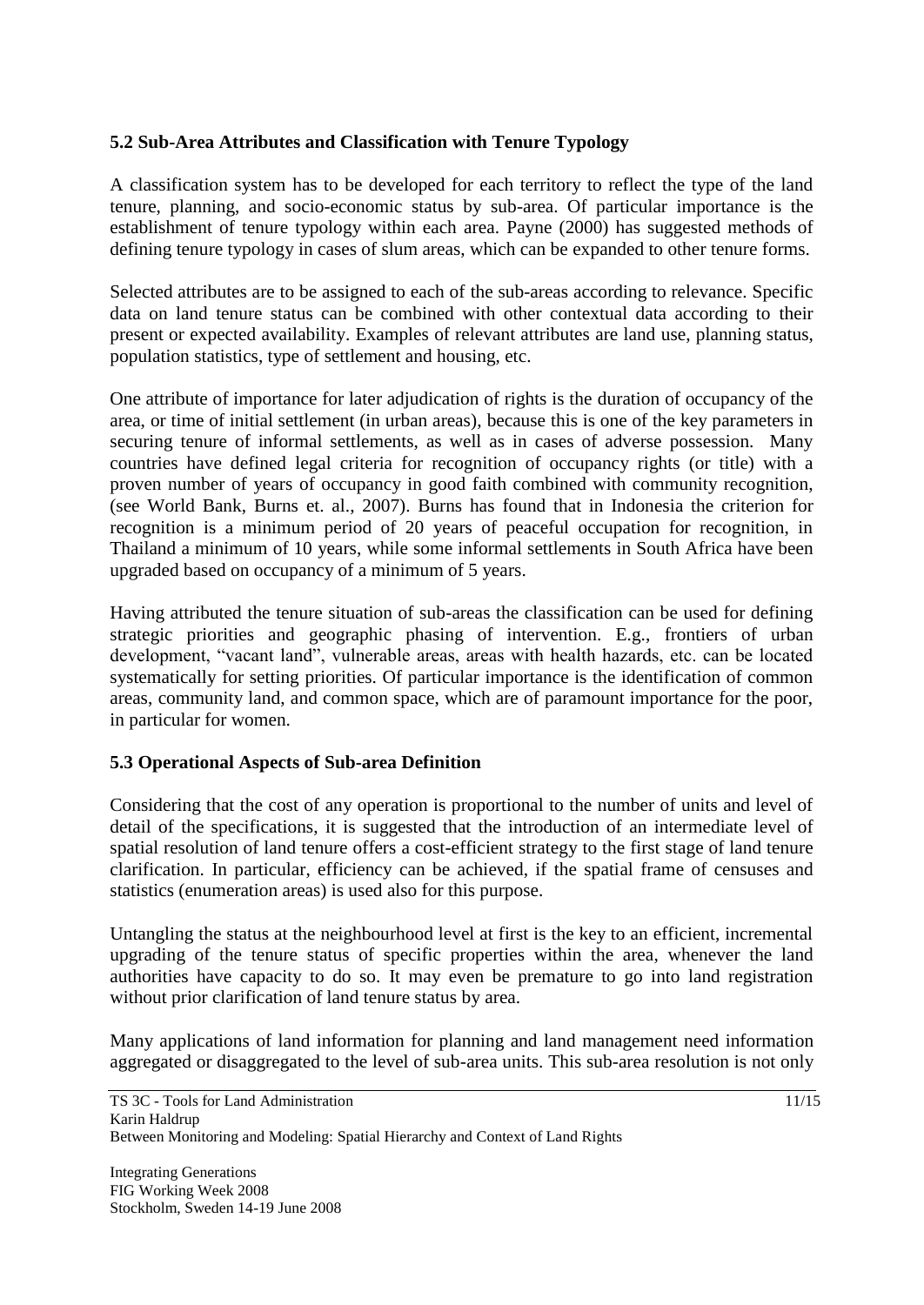### 5.2 Sub-Area Attributes and Classification with Tenure Typology

A classification system has to be developed for each territory to reflect the type of the land tenure, planning, and socio-economic status by sub-area. Of particular importance is the establishment of tenure typology within each area. Payne (2000) has suggested methods of defining tenure typology in cases of slum areas, which can be expanded to other tenure forms.

Selected attributes are to be assigned to each of the sub-areas according to relevance. Specific data on land tenure status can be combined with other contextual data according to their present or expected availability. Examples of relevant attributes are land use, planning status, population statistics, type of settlement and housing, etc.

One attribute of importance for later adjudication of rights is the duration of occupancy of the area, or time of initial settlement (in urban areas), because this is one of the key parameters in securing tenure of informal settlements, as well as in cases of adverse possession. Many countries have defined legal criteria for recognition of occupancy rights (or title) with a proven number of years of occupancy in good faith combined with community recognition, (see World Bank, Burns et. al., 2007). Burns has found that in Indonesia the criterion for recognition is a minimum period of 20 years of peaceful occupation for recognition, in Thailand a minimum of 10 years, while some informal settlements in South Africa have been upgraded based on occupancy of a minimum of 5 years.

Having attributed the tenure situation of sub-areas the classification can be used for defining strategic priorities and geographic phasing of intervention. E.g., frontiers of urban development, "vacant land", vulnerable areas, areas with health hazards, etc. can be located systematically for setting priorities. Of particular importance is the identification of common areas, community land, and common space, which are of paramount importance for the poor, in particular for women.

### 5.3 Operational Aspects of Sub-area Definition

Considering that the cost of any operation is proportional to the number of units and level of detail of the specifications, it is suggested that the introduction of an intermediate level of spatial resolution of land tenure offers a cost-efficient strategy to the first stage of land tenure clarification. In particular, efficiency can be achieved, if the spatial frame of censuses and statistics (enumeration areas) is used also for this purpose.

Untangling the status at the neighbourhood level at first is the key to an efficient, incremental upgrading of the tenure status of specific properties within the area, whenever the land authorities have capacity to do so. It may even be premature to go into land registration without prior clarification of land tenure status by area.

Many applications of land information for planning and land management need information aggregated or disaggregated to the level of sub-area units. This sub-area resolution is not only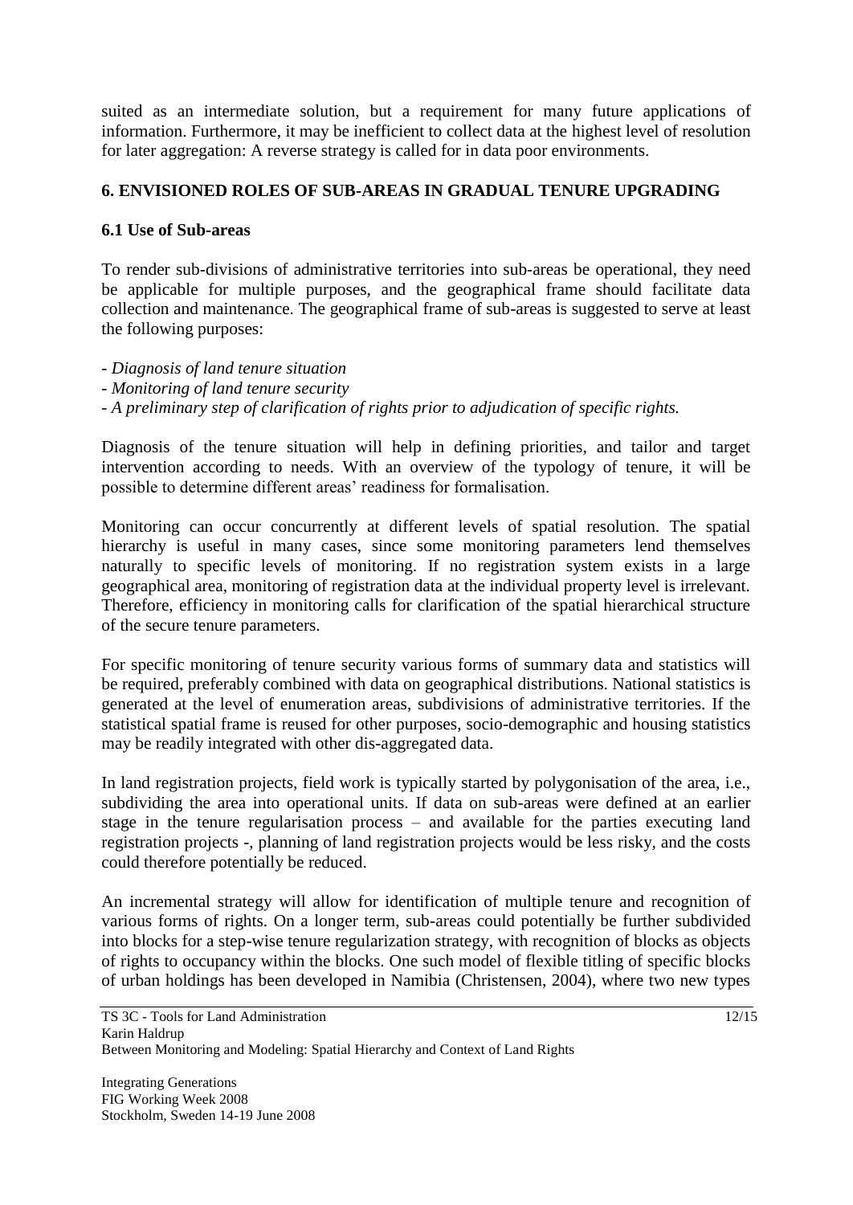suited as an intermediate solution, but a requirement for many future applications of information. Furthermore, it may be inefficient to collect data at the highest level of resolution for later aggregation: A reverse strategy is called for in data poor environments.

## 6. ENVISIONED ROLES OF SUB-AREAS IN GRADUAL TENURE UPGRADING

### 6.1 Use of Sub-areas

To render sub-divisions of administrative territories into sub-areas be operational, they need be applicable for multiple purposes, and the geographical frame should facilitate data collection and maintenance. The geographical frame of sub-areas is suggested to serve at least the following purposes:

- *Diagnosis of land tenure situation*
- *Monitoring of land tenure security*
- *A preliminary step of clarification of rights prior to adjudication of specific rights.*

Diagnosis of the tenure situation will help in defining priorities, and tailor and target intervention according to needs. With an overview of the typology of tenure, it will be possible to determine different areas' readiness for formalisation.

Monitoring can occur concurrently at different levels of spatial resolution. The spatial hierarchy is useful in many cases, since some monitoring parameters lend themselves naturally to specific levels of monitoring. If no registration system exists in a large geographical area, monitoring of registration data at the individual property level is irrelevant. Therefore, efficiency in monitoring calls for clarification of the spatial hierarchical structure of the secure tenure parameters.

For specific monitoring of tenure security various forms of summary data and statistics will be required, preferably combined with data on geographical distributions. National statistics is generated at the level of enumeration areas, subdivisions of administrative territories. If the statistical spatial frame is reused for other purposes, socio-demographic and housing statistics may be readily integrated with other dis-aggregated data.

In land registration projects, field work is typically started by polygonisation of the area, i.e., subdividing the area into operational units. If data on sub-areas were defined at an earlier stage in the tenure regularisation process – and available for the parties executing land registration projects -, planning of land registration projects would be less risky, and the costs could therefore potentially be reduced.

An incremental strategy will allow for identification of multiple tenure and recognition of various forms of rights. On a longer term, sub-areas could potentially be further subdivided into blocks for a step-wise tenure regularization strategy, with recognition of blocks as objects of rights to occupancy within the blocks. One such model of flexible titling of specific blocks of urban holdings has been developed in Namibia (Christensen, 2004), where two new types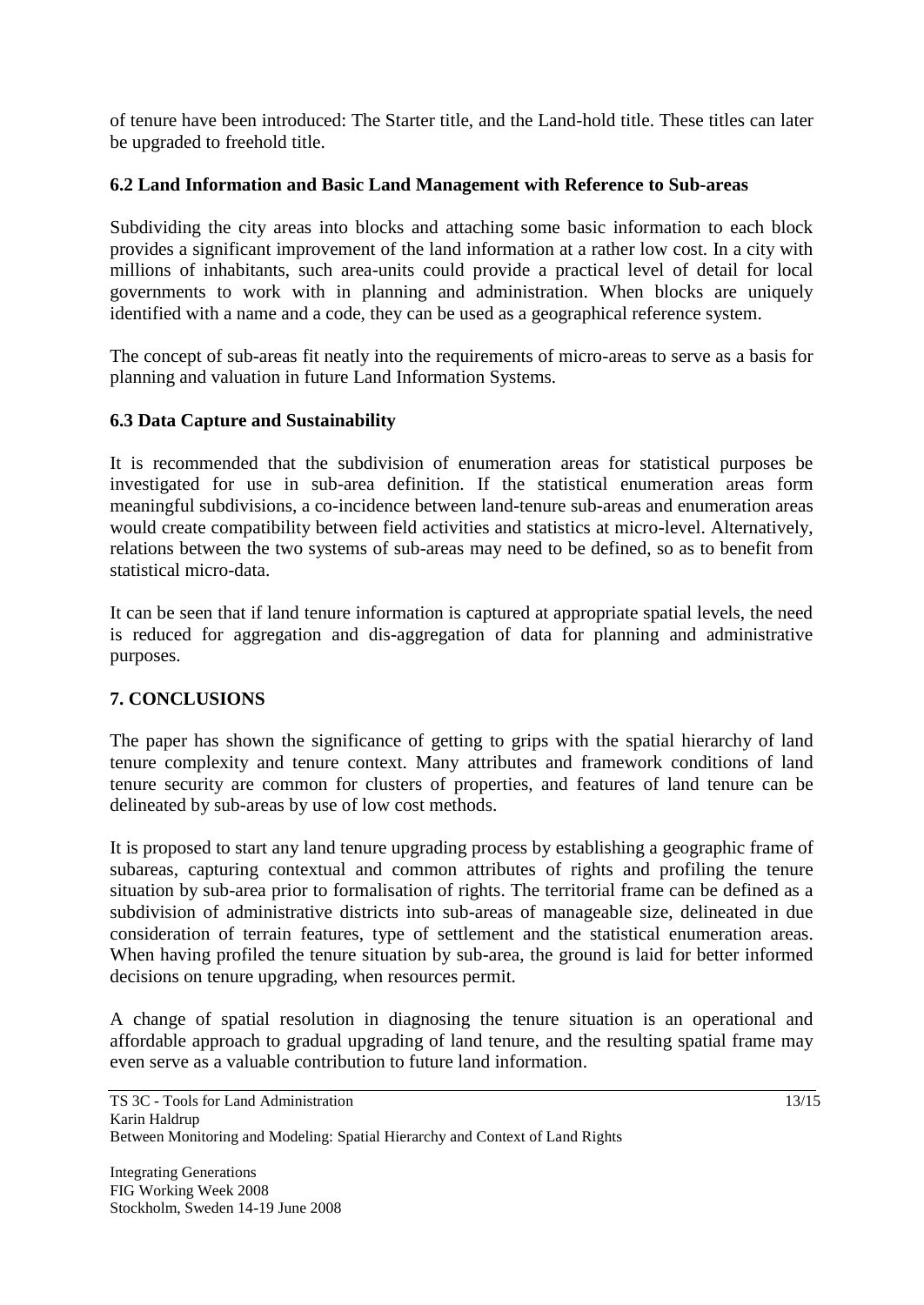of tenure have been introduced: The Starter title, and the Land-hold title. These titles can later be upgraded to freehold title.

### 6.2 Land Information and Basic Land Management with Reference to Sub-areas

Subdividing the city areas into blocks and attaching some basic information to each block provides a significant improvement of the land information at a rather low cost. In a city with millions of inhabitants, such area-units could provide a practical level of detail for local governments to work with in planning and administration. When blocks are uniquely identified with a name and a code, they can be used as a geographical reference system.

The concept of sub-areas fit neatly into the requirements of micro-areas to serve as a basis for planning and valuation in future Land Information Systems.

### 6.3 Data Capture and Sustainability

It is recommended that the subdivision of enumeration areas for statistical purposes be investigated for use in sub-area definition. If the statistical enumeration areas form meaningful subdivisions, a co-incidence between land-tenure sub-areas and enumeration areas would create compatibility between field activities and statistics at micro-level. Alternatively, relations between the two systems of sub-areas may need to be defined, so as to benefit from statistical micro-data.

It can be seen that if land tenure information is captured at appropriate spatial levels, the need is reduced for aggregation and dis-aggregation of data for planning and administrative purposes.

## 7. CONCLUSIONS

The paper has shown the significance of getting to grips with the spatial hierarchy of land tenure complexity and tenure context. Many attributes and framework conditions of land tenure security are common for clusters of properties, and features of land tenure can be delineated by sub-areas by use of low cost methods.

It is proposed to start any land tenure upgrading process by establishing a geographic frame of subareas, capturing contextual and common attributes of rights and profiling the tenure situation by sub-area prior to formalisation of rights. The territorial frame can be defined as a subdivision of administrative districts into sub-areas of manageable size, delineated in due consideration of terrain features, type of settlement and the statistical enumeration areas. When having profiled the tenure situation by sub-area, the ground is laid for better informed decisions on tenure upgrading, when resources permit.

A change of spatial resolution in diagnosing the tenure situation is an operational and affordable approach to gradual upgrading of land tenure, and the resulting spatial frame may even serve as a valuable contribution to future land information.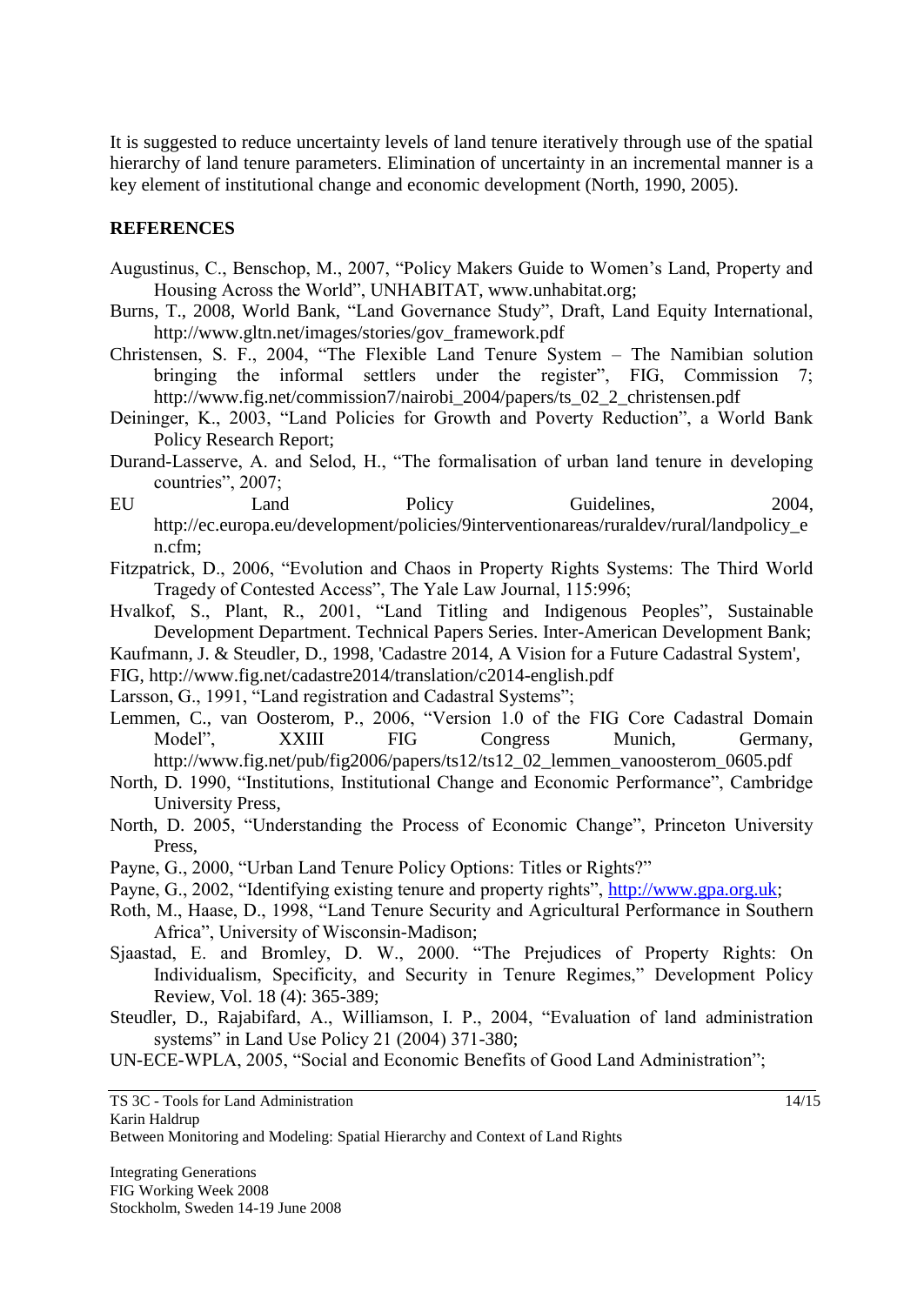It is suggested to reduce uncertainty levels of land tenure iteratively through use of the spatial hierarchy of land tenure parameters. Elimination of uncertainty in an incremental manner is a key element of institutional change and economic development (North, 1990, 2005).

## REFERENCES

Augustinus, C., Benschop, M., 2007, "Policy Makers Guide to Women's Land, Property and Housing Across the World", UNHABITAT, www.unhabitat.org;

Burns, T., 2008, World Bank, "Land Governance Study", Draft, Land Equity International, http://www.gltn.net/images/stories/gov_framework.pdf

Christensen, S. F., 2004, "The Flexible Land Tenure System – The Namibian solution bringing the informal settlers under the register", FIG, Commission 7; http://www.fig.net/commission7/nairobi_2004/papers/ts_02_2_christensen.pdf

Deininger, K., 2003, "Land Policies for Growth and Poverty Reduction", a World Bank Policy Research Report;

Durand-Lasserve, A. and Selod, H., "The formalisation of urban land tenure in developing countries", 2007;

EU Land Policy Guidelines, 2004, http://ec.europa.eu/development/policies/9interventionareas/ruraldev/rural/landpolicy_en.cfm;

Fitzpatrick, D., 2006, "Evolution and Chaos in Property Rights Systems: The Third World Tragedy of Contested Access", The Yale Law Journal, 115:996;

Hvalkof, S., Plant, R., 2001, "Land Titling and Indigenous Peoples", Sustainable Development Department. Technical Papers Series. Inter-American Development Bank;

Kaufmann, J. & Steudler, D., 1998, 'Cadastre 2014, A Vision for a Future Cadastral System', FIG, http://www.fig.net/cadastre2014/translation/c2014-english.pdf

Larsson, G., 1991, "Land registration and Cadastral Systems";

Lemmen, C., van Oosterom, P., 2006, "Version 1.0 of the FIG Core Cadastral Domain Model", XXIII FIG Congress Munich, Germany, http://www.fig.net/pub/fig2006/papers/ts12/ts12_02_lemmen_vanoosterom_0605.pdf

North, D. 1990, "Institutions, Institutional Change and Economic Performance", Cambridge University Press,

North, D. 2005, "Understanding the Process of Economic Change", Princeton University Press,

Payne, G., 2000, "Urban Land Tenure Policy Options: Titles or Rights?"

Payne, G., 2002, "Identifying existing tenure and property rights", http://www.gpa.org.uk;

Roth, M., Haase, D., 1998, "Land Tenure Security and Agricultural Performance in Southern Africa", University of Wisconsin-Madison;

Sjaastad, E. and Bromley, D. W., 2000. "The Prejudices of Property Rights: On Individualism, Specificity, and Security in Tenure Regimes," Development Policy Review, Vol. 18 (4): 365-389;

Steudler, D., Rajabifard, A., Williamson, I. P., 2004, "Evaluation of land administration systems" in Land Use Policy 21 (2004) 371-380;

UN-ECE-WPLA, 2005, "Social and Economic Benefits of Good Land Administration";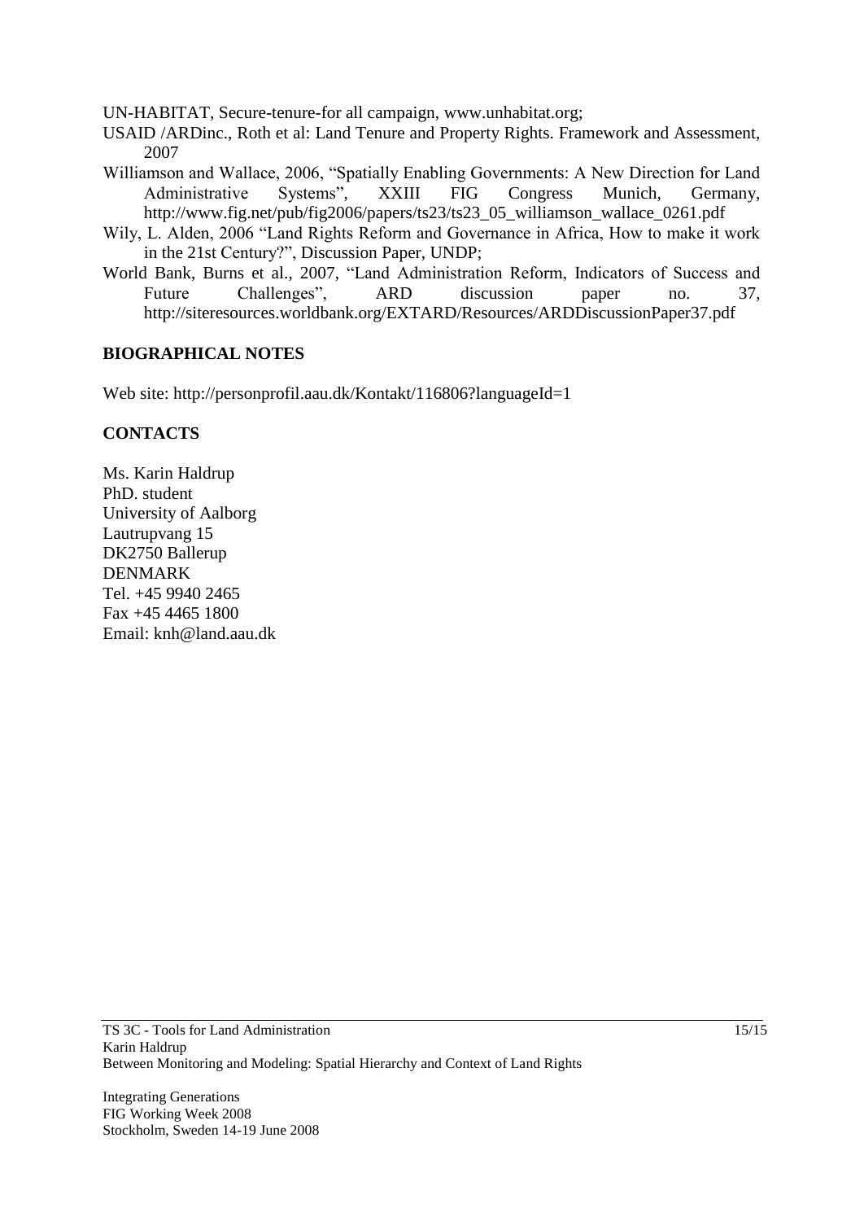UN-HABITAT, Secure-tenure-for all campaign, www.unhabitat.org;

USAID /ARDinc., Roth et al: Land Tenure and Property Rights. Framework and Assessment, 2007

Williamson and Wallace, 2006, "Spatially Enabling Governments: A New Direction for Land Administrative Systems", XXIII FIG Congress Munich, Germany, http://www.fig.net/pub/fig2006/papers/ts23/ts23_05_williamson_wallace_0261.pdf

Wily, L. Alden, 2006 "Land Rights Reform and Governance in Africa, How to make it work in the 21st Century?", Discussion Paper, UNDP;

World Bank, Burns et al., 2007, "Land Administration Reform, Indicators of Success and Future Challenges", ARD discussion paper no. 37, http://siteresources.worldbank.org/EXTARD/Resources/ARDDiscussionPaper37.pdf

## BIOGRAPHICAL NOTES

Web site: http://personprofil.aau.dk/Kontakt/116806?languageId=1

## CONTACTS

Ms. Karin Haldrup  
PhD. student  
University of Aalborg  
Lautrupvang 15  
DK2750 Ballerup  
DENMARK  
Tel. +45 9940 2465  
Fax +45 4465 1800  
Email: knh@land.aau.dk